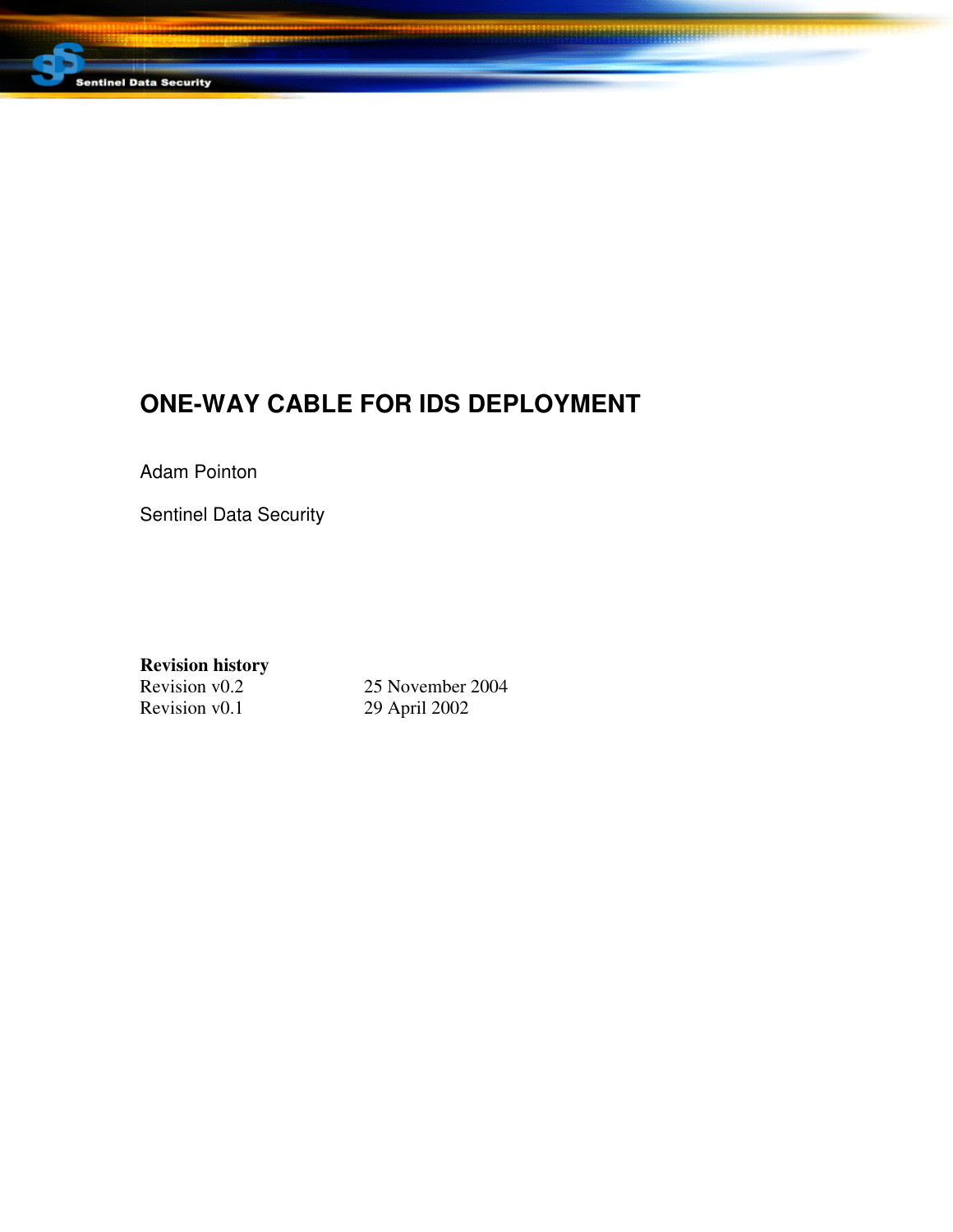# ONE-WAY CABLE FOR IDS DEPLOYMENT

Adam Pointon

Sentinel Data Security

**Revision history**

| | |
|---|---|
| Revision v0.2 | 25 November 2004 |
| Revision v0.1 | 29 April 2002 |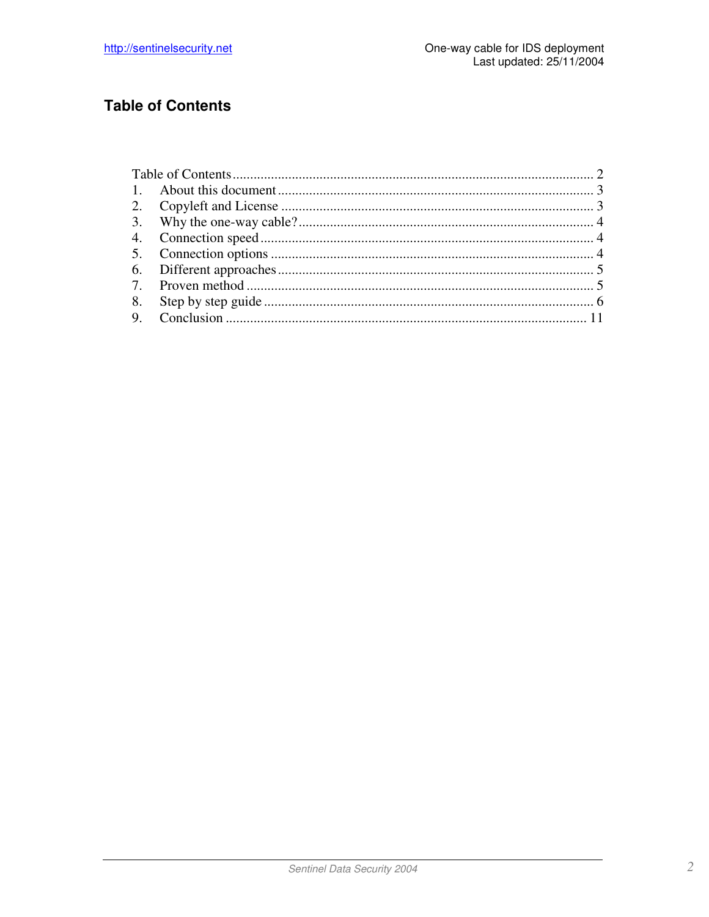# Table of Contents

Table of Contents ........................................................................................................ 2
1. About this document ............................................................................................ 3
2. Copyleft and License ........................................................................................... 3
3. Why the one-way cable? ...................................................................................... 4
4. Connection speed ................................................................................................ 4
5. Connection options .............................................................................................. 4
6. Different approaches ............................................................................................ 5
7. Proven method ..................................................................................................... 5
8. Step by step guide ................................................................................................ 6
9. Conclusion ......................................................................................................... 11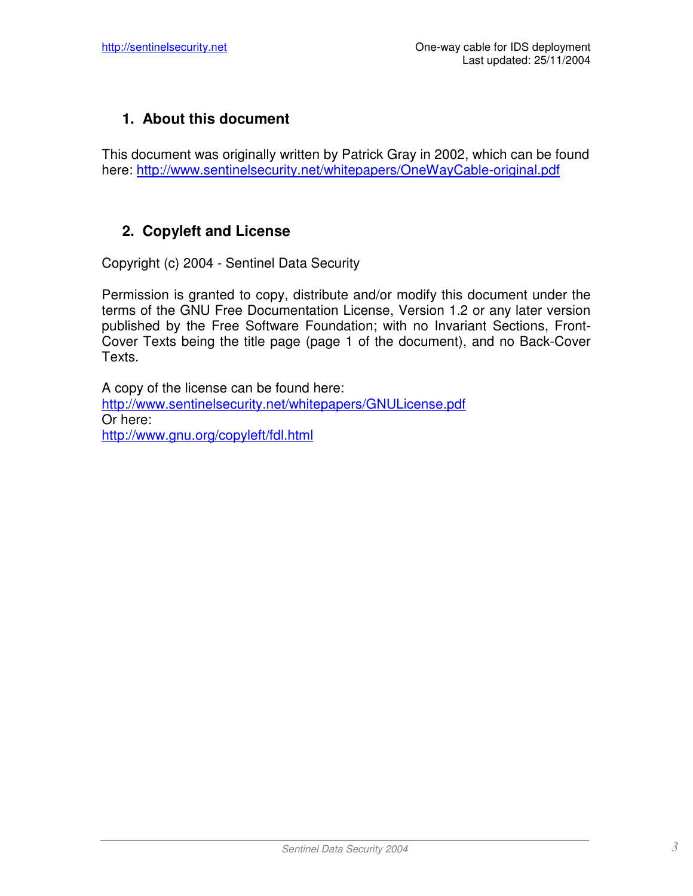## 1. About this document

This document was originally written by Patrick Gray in 2002, which can be found here: http://www.sentinelsecurity.net/whitepapers/OneWayCable-original.pdf

## 2. Copyleft and License

Copyright (c) 2004 - Sentinel Data Security

Permission is granted to copy, distribute and/or modify this document under the terms of the GNU Free Documentation License, Version 1.2 or any later version published by the Free Software Foundation; with no Invariant Sections, Front-Cover Texts being the title page (page 1 of the document), and no Back-Cover Texts.

A copy of the license can be found here:
http://www.sentinelsecurity.net/whitepapers/GNULicense.pdf
Or here:
http://www.gnu.org/copyleft/fdl.html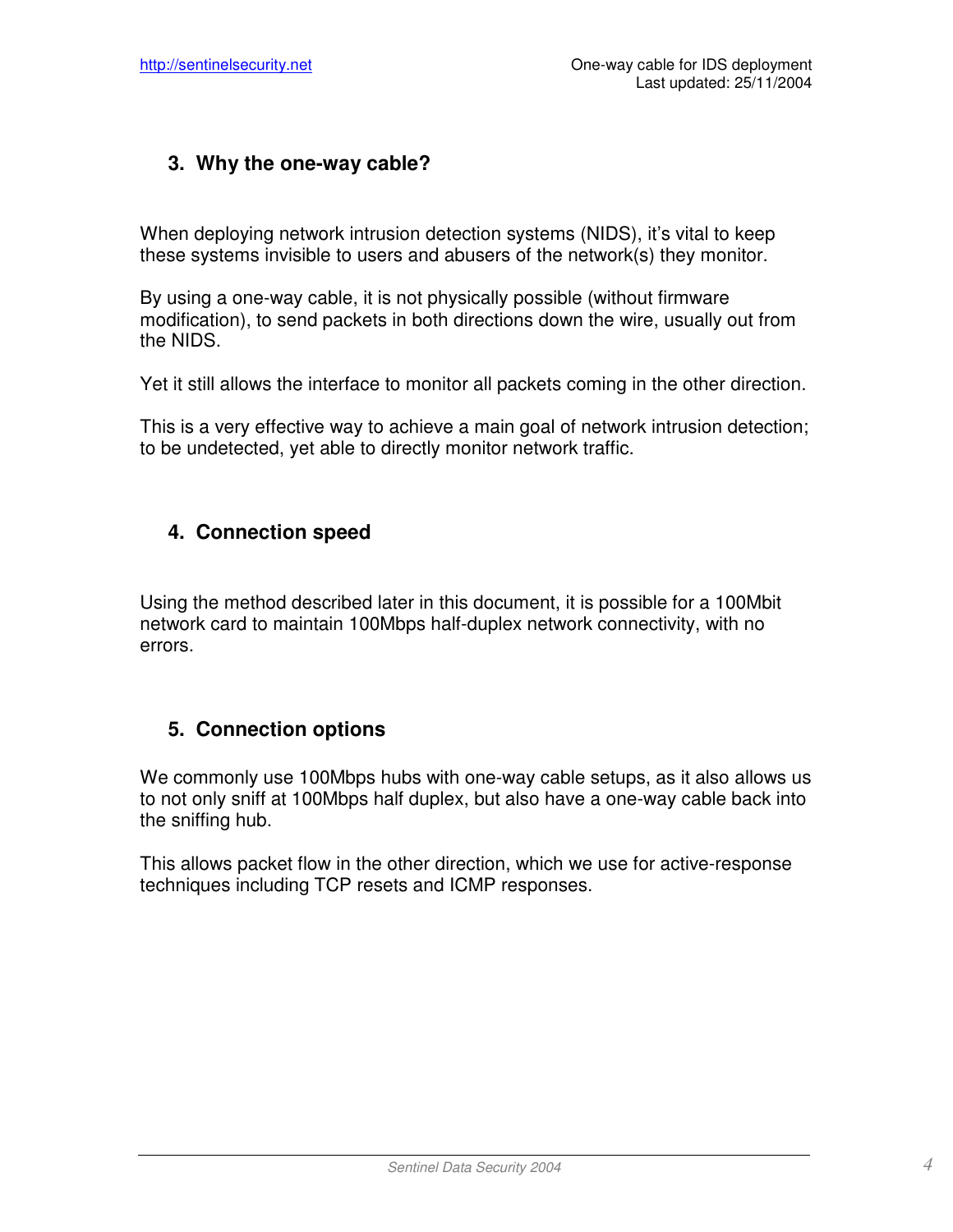## 3. Why the one-way cable?

When deploying network intrusion detection systems (NIDS), it's vital to keep these systems invisible to users and abusers of the network(s) they monitor.

By using a one-way cable, it is not physically possible (without firmware modification), to send packets in both directions down the wire, usually out from the NIDS.

Yet it still allows the interface to monitor all packets coming in the other direction.

This is a very effective way to achieve a main goal of network intrusion detection; to be undetected, yet able to directly monitor network traffic.

## 4. Connection speed

Using the method described later in this document, it is possible for a 100Mbit network card to maintain 100Mbps half-duplex network connectivity, with no errors.

## 5. Connection options

We commonly use 100Mbps hubs with one-way cable setups, as it also allows us to not only sniff at 100Mbps half duplex, but also have a one-way cable back into the sniffing hub.

This allows packet flow in the other direction, which we use for active-response techniques including TCP resets and ICMP responses.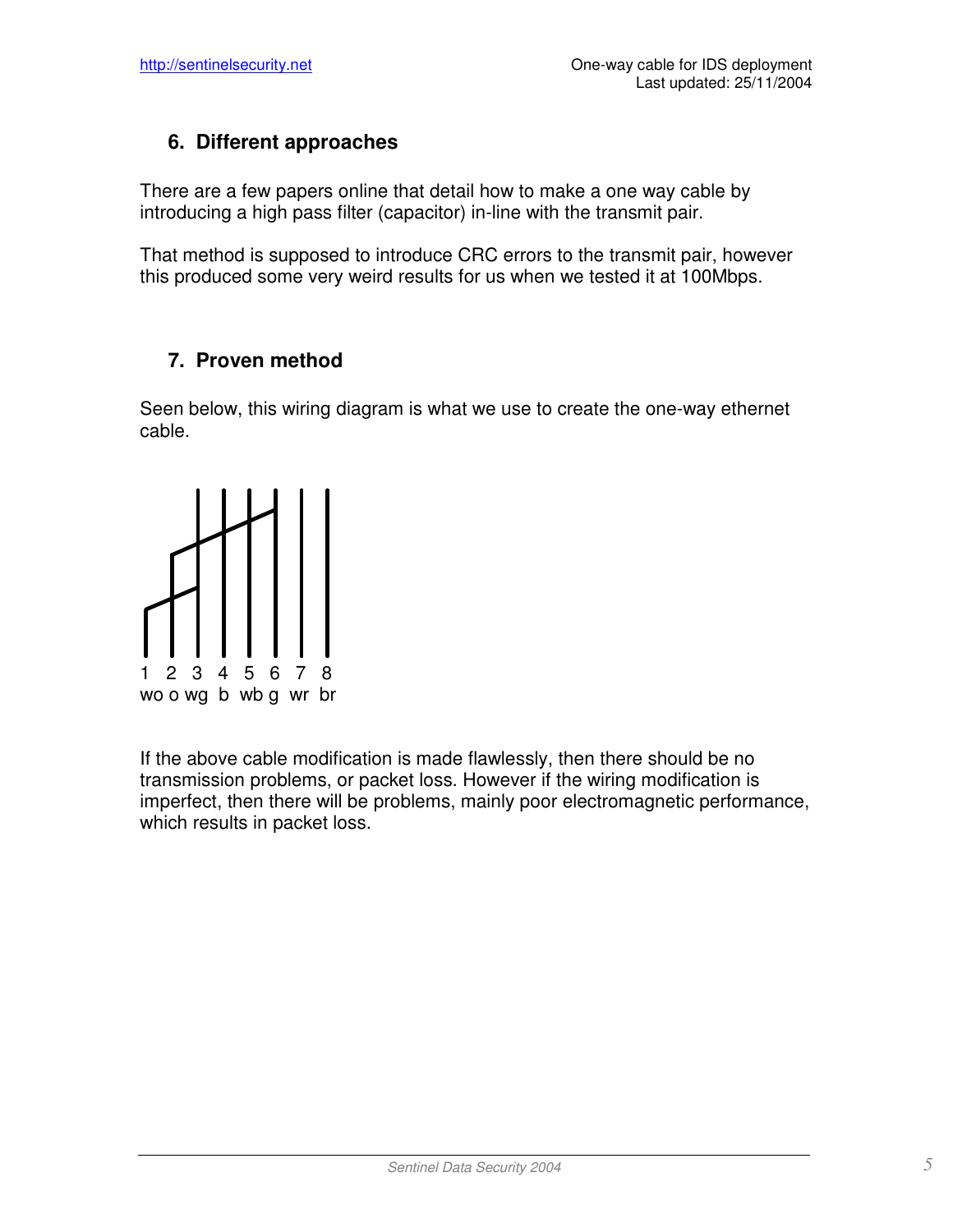## 6. Different approaches

There are a few papers online that detail how to make a one way cable by introducing a high pass filter (capacitor) in-line with the transmit pair.

That method is supposed to introduce CRC errors to the transmit pair, however this produced some very weird results for us when we tested it at 100Mbps.

## 7. Proven method

Seen below, this wiring diagram is what we use to create the one-way ethernet cable.

1 2 3 4 5 6 7 8
wo o wg b wb g wr br

If the above cable modification is made flawlessly, then there should be no transmission problems, or packet loss. However if the wiring modification is imperfect, then there will be problems, mainly poor electromagnetic performance, which results in packet loss.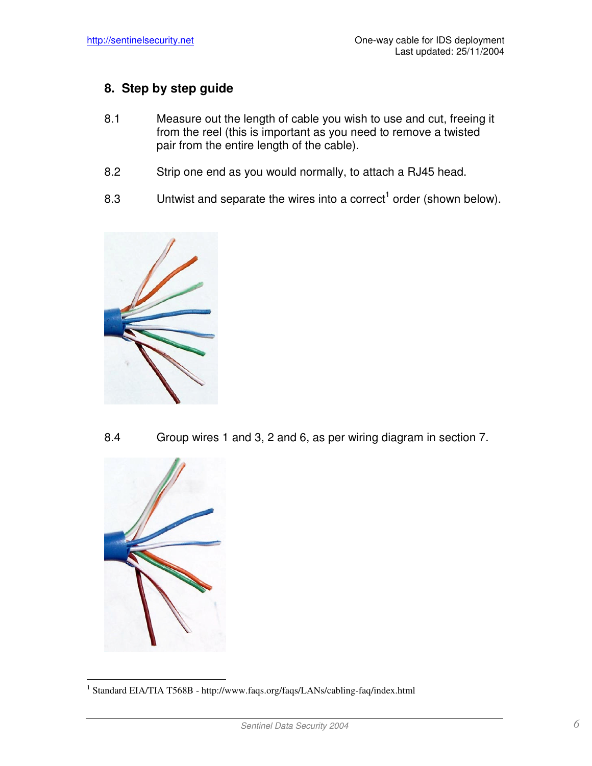## 8. Step by step guide

8.1 Measure out the length of cable you wish to use and cut, freeing it from the reel (this is important as you need to remove a twisted pair from the entire length of the cable).

8.2 Strip one end as you would normally, to attach a RJ45 head.

8.3 Untwist and separate the wires into a correct[1] order (shown below).

8.4 Group wires 1 and 3, 2 and 6, as per wiring diagram in section 7.

---

[1] Standard EIA/TIA T568B - http://www.faqs.org/faqs/LANs/cabling-faq/index.html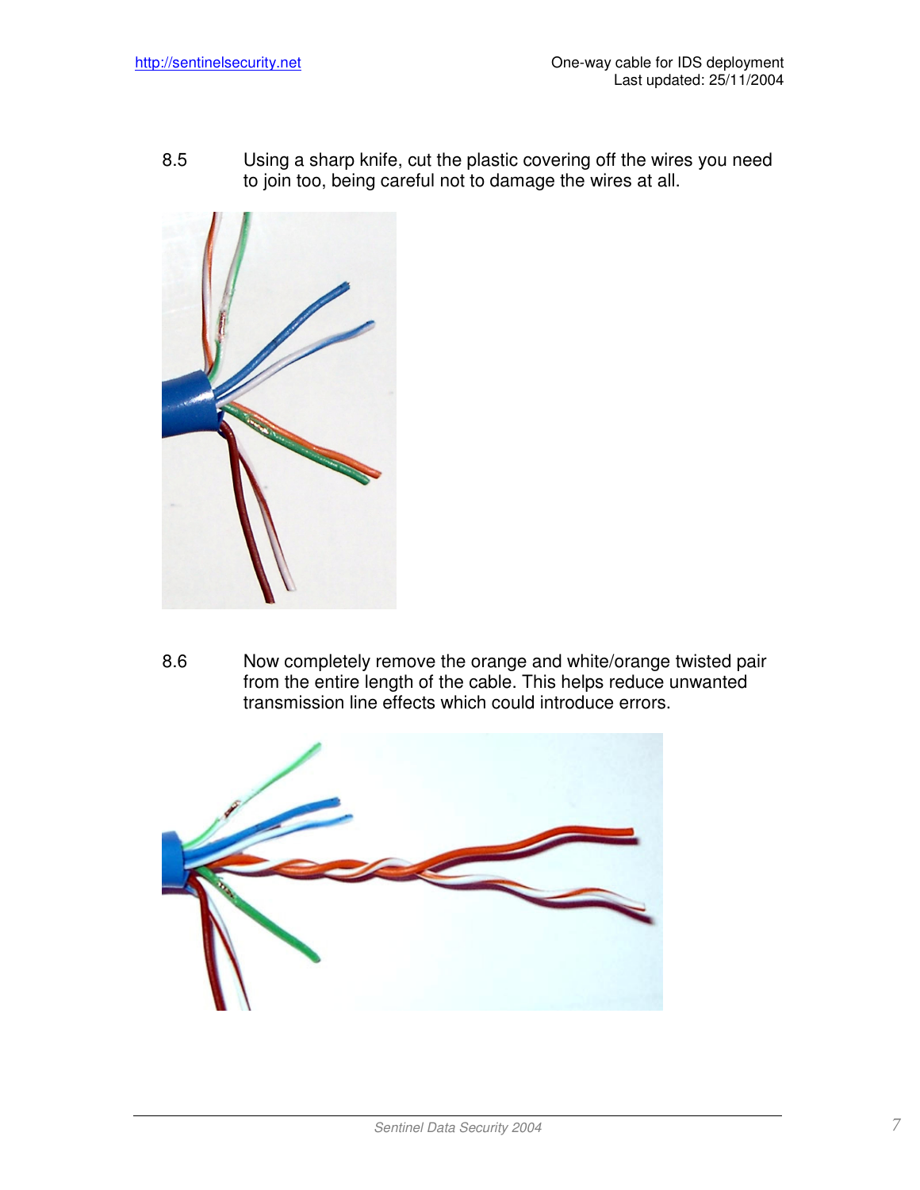8.5 Using a sharp knife, cut the plastic covering off the wires you need to join too, being careful not to damage the wires at all.

8.6 Now completely remove the orange and white/orange twisted pair from the entire length of the cable. This helps reduce unwanted transmission line effects which could introduce errors.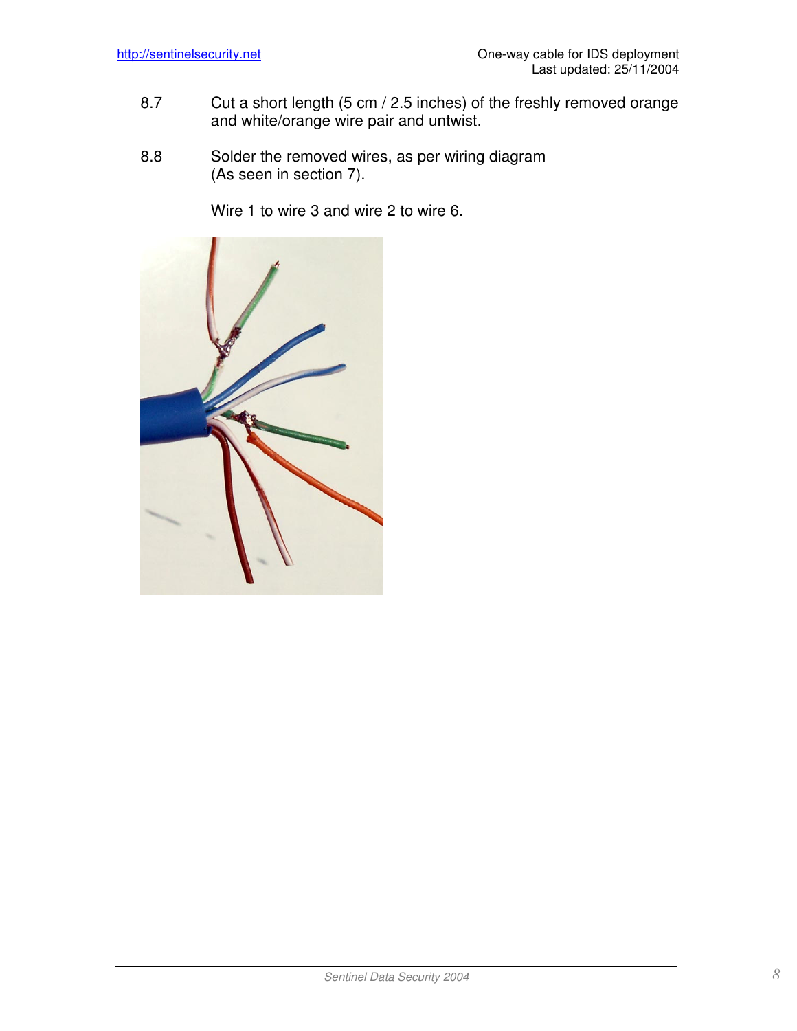8.7 Cut a short length (5 cm / 2.5 inches) of the freshly removed orange and white/orange wire pair and untwist.

8.8 Solder the removed wires, as per wiring diagram (As seen in section 7).

Wire 1 to wire 3 and wire 2 to wire 6.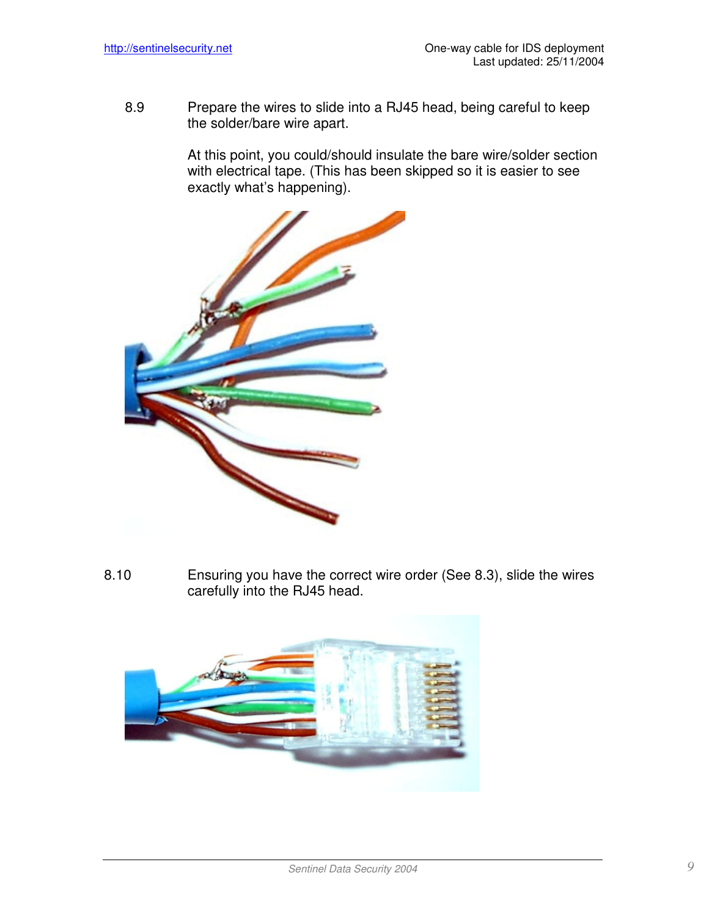8.9 Prepare the wires to slide into a RJ45 head, being careful to keep the solder/bare wire apart.

At this point, you could/should insulate the bare wire/solder section with electrical tape. (This has been skipped so it is easier to see exactly what's happening).

8.10 Ensuring you have the correct wire order (See 8.3), slide the wires carefully into the RJ45 head.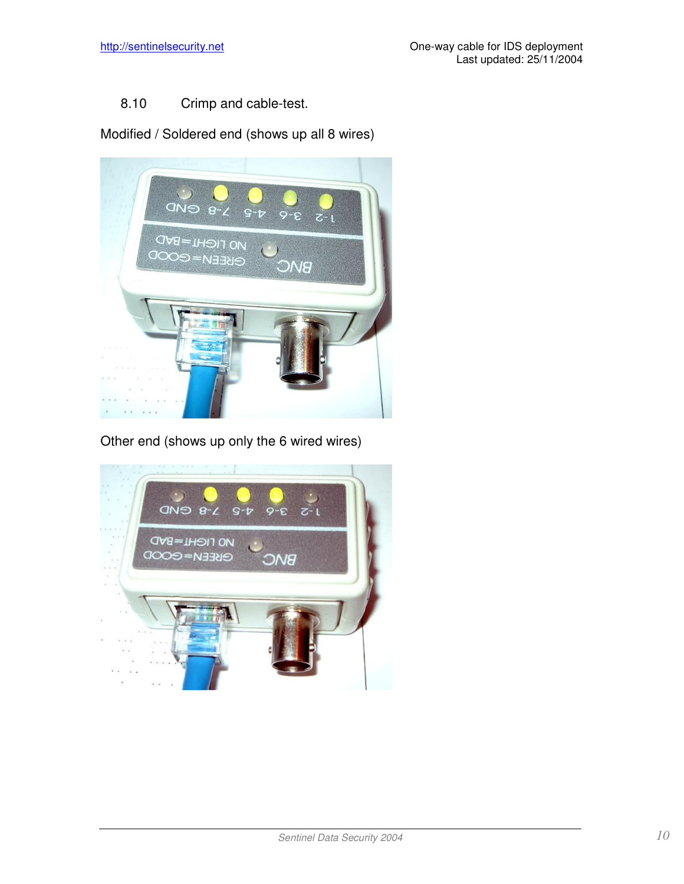## 8.10 Crimp and cable-test.

Modified / Soldered end (shows up all 8 wires)

Other end (shows up only the 6 wired wires)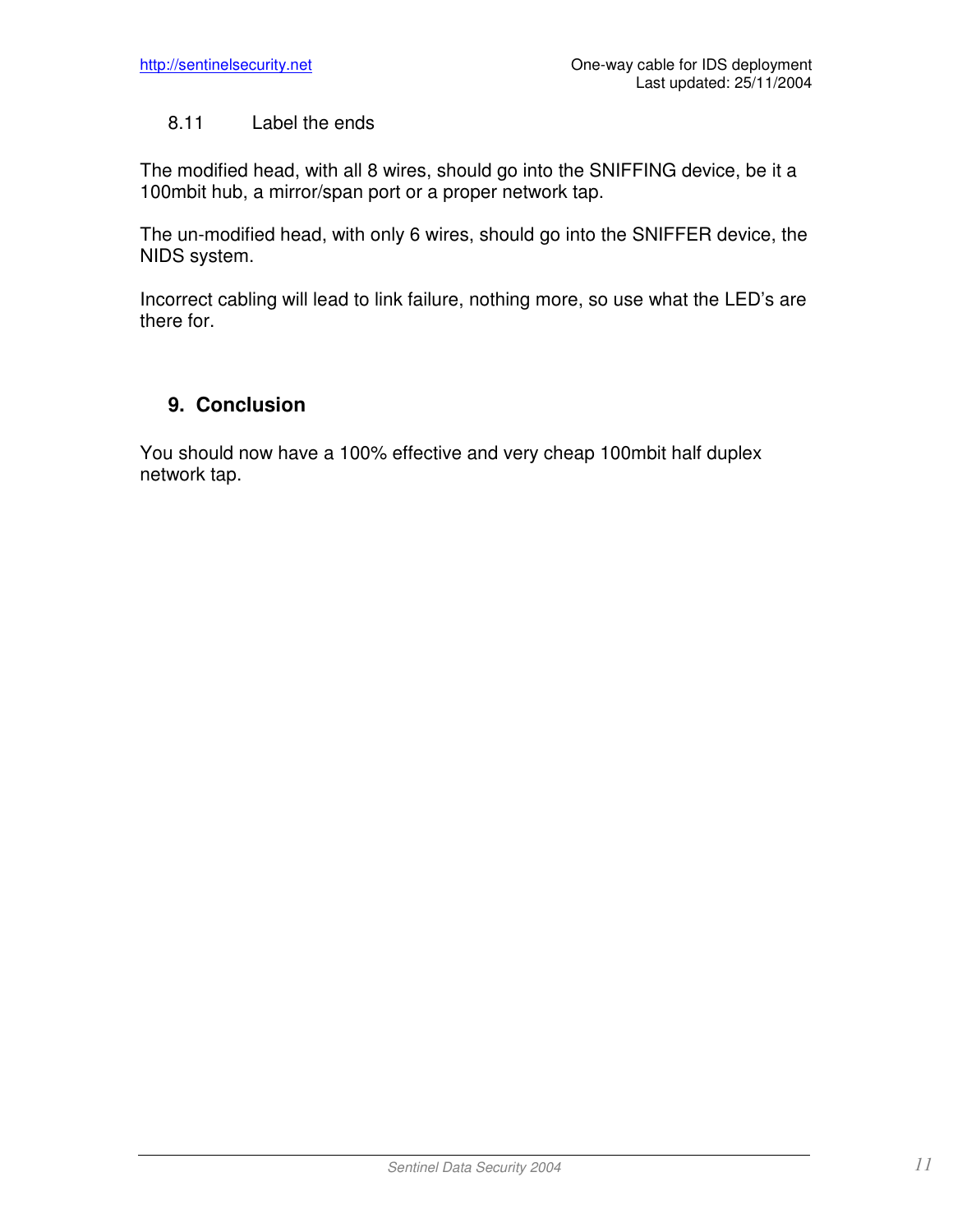### 8.11 Label the ends

The modified head, with all 8 wires, should go into the SNIFFING device, be it a 100mbit hub, a mirror/span port or a proper network tap.

The un-modified head, with only 6 wires, should go into the SNIFFER device, the NIDS system.

Incorrect cabling will lead to link failure, nothing more, so use what the LED's are there for.

## 9. Conclusion

You should now have a 100% effective and very cheap 100mbit half duplex network tap.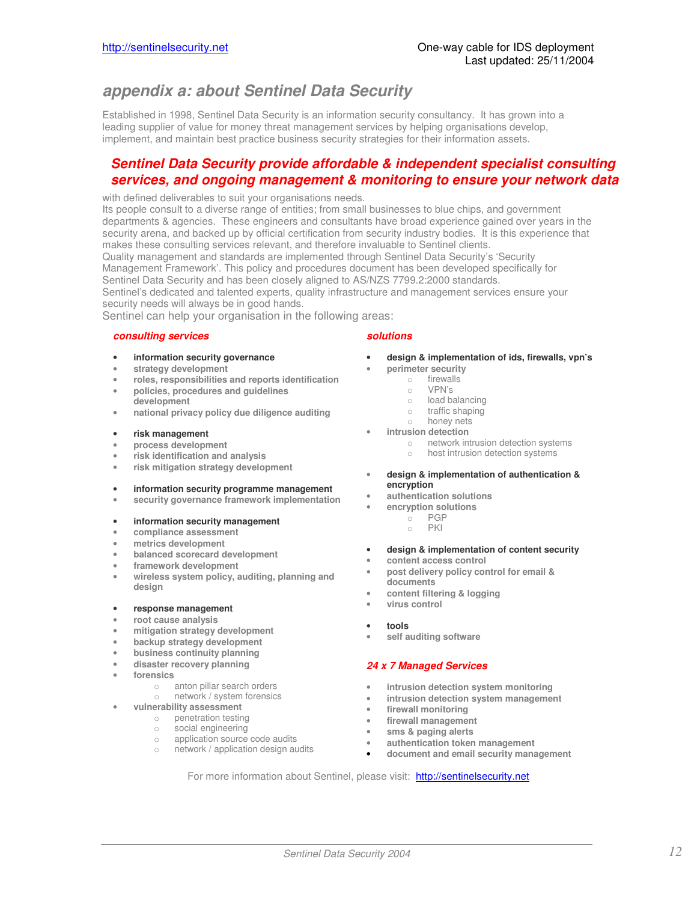## appendix a: about Sentinel Data Security

Established in 1998, Sentinel Data Security is an information security consultancy. It has grown into a leading supplier of value for money threat management services by helping organisations develop, implement, and maintain best practice business security strategies for their information assets.

### Sentinel Data Security provide affordable & independent specialist consulting services, and ongoing management & monitoring to ensure your network data

with defined deliverables to suit your organisations needs.

Its people consult to a diverse range of entities; from small businesses to blue chips, and government departments & agencies. These engineers and consultants have broad experience gained over years in the security arena, and backed up by official certification from security industry bodies. It is this experience that makes these consulting services relevant, and therefore invaluable to Sentinel clients.

Quality management and standards are implemented through Sentinel Data Security's 'Security Management Framework'. This policy and procedures document has been developed specifically for Sentinel Data Security and has been closely aligned to AS/NZS 7799.2:2000 standards.

Sentinel's dedicated and talented experts, quality infrastructure and management services ensure your security needs will always be in good hands.

Sentinel can help your organisation in the following areas:

#### consulting services

- **information security governance**
- **strategy development**
- **roles, responsibilities and reports identification**
- **policies, procedures and guidelines development**
- **national privacy policy due diligence auditing**

- **risk management**
- **process development**
- **risk identification and analysis**
- **risk mitigation strategy development**

- **information security programme management**
- **security governance framework implementation**

- **information security management**
- **compliance assessment**
- **metrics development**
- **balanced scorecard development**
- **framework development**
- **wireless system policy, auditing, planning and design**

- **response management**
- **root cause analysis**
- **mitigation strategy development**
- **backup strategy development**
- **business continuity planning**
- **disaster recovery planning**
- **forensics**
  - anton pillar search orders
  - network / system forensics
- **vulnerability assessment**
  - penetration testing
  - social engineering
  - application source code audits
  - network / application design audits

#### solutions

- **design & implementation of ids, firewalls, vpn's**
- **perimeter security**
  - firewalls
  - VPN's
  - load balancing
  - traffic shaping
  - honey nets
- **intrusion detection**
  - network intrusion detection systems
  - host intrusion detection systems

- **design & implementation of authentication & encryption**
- **authentication solutions**
- **encryption solutions**
  - PGP
  - PKI

- **design & implementation of content security**
- **content access control**
- **post delivery policy control for email & documents**
- **content filtering & logging**
- **virus control**

- **tools**
- **self auditing software**

#### 24 x 7 Managed Services

- **intrusion detection system monitoring**
- **intrusion detection system management**
- **firewall monitoring**
- **firewall management**
- **sms & paging alerts**
- **authentication token management**
- **document and email security management**

For more information about Sentinel, please visit: http://sentinelsecurity.net